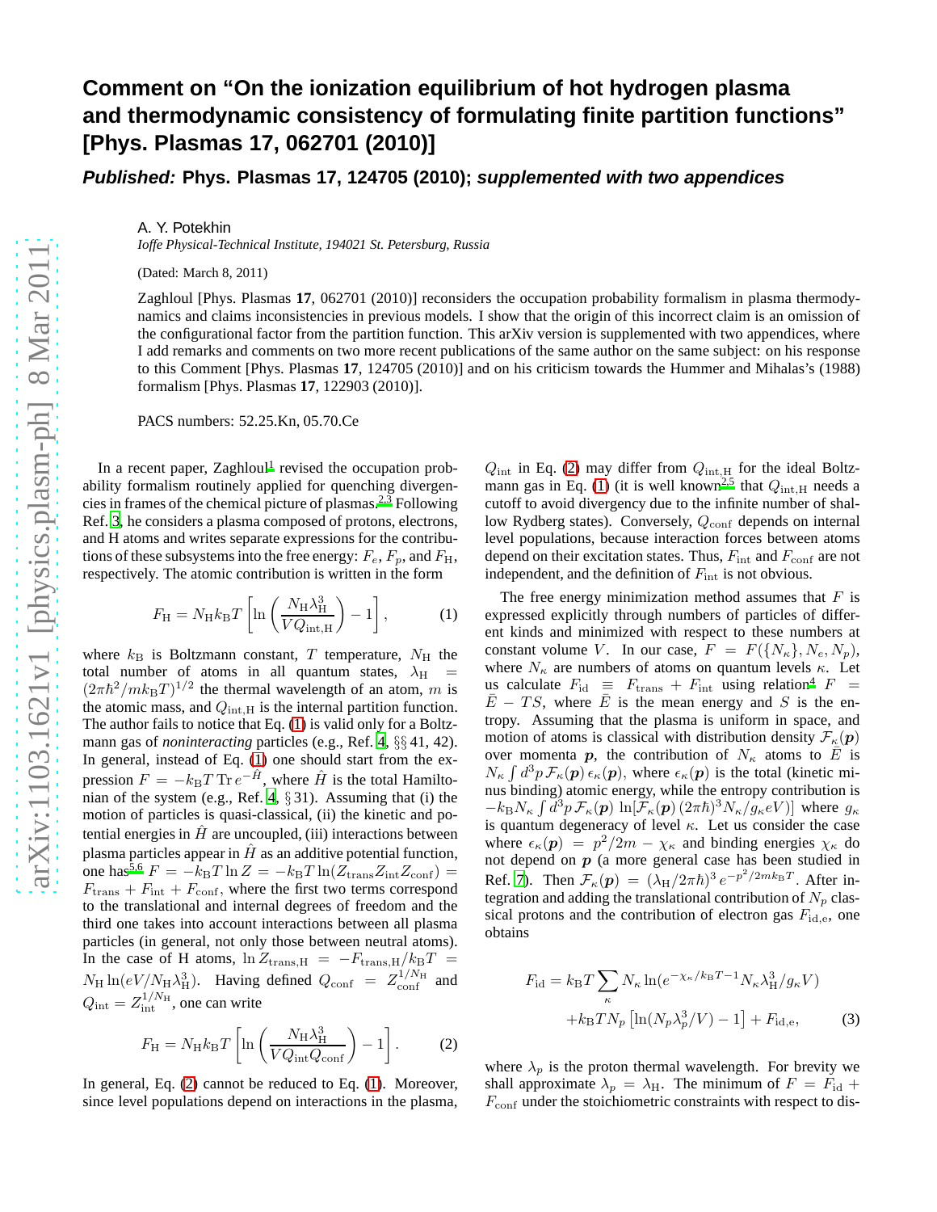# Comment on "On the ionization equilibrium of hot hydrogen plasma and thermodynamic consistency of formulating finite partition functions" [Phys. Plasmas 17, 062701 (2010)]

***Published:*** **Phys. Plasmas 17, 124705 (2010);** ***supplemented with two appendices***

A. Y. Potekhin

*Ioffe Physical-Technical Institute, 194021 St. Petersburg, Russia*

(Dated: March 8, 2011)

Zaghloul [Phys. Plasmas **17**, 062701 (2010)] reconsiders the occupation probability formalism in plasma thermodynamics and claims inconsistencies in previous models. I show that the origin of this incorrect claim is an omission of the configurational factor from the partition function. This arXiv version is supplemented with two appendices, where I add remarks and comments on two more recent publications of the same author on the same subject: on his response to this Comment [Phys. Plasmas **17**, 124705 (2010)] and on his criticism towards the Hummer and Mihalas's (1988) formalism [Phys. Plasmas **17**, 122903 (2010)].

PACS numbers: 52.25.Kn, 05.70.Ce

In a recent paper, Zaghloul[1] revised the occupation probability formalism routinely applied for quenching divergencies in frames of the chemical picture of plasmas.[2,3] Following Ref. 3, he considers a plasma composed of protons, electrons, and H atoms and writes separate expressions for the contributions of these subsystems into the free energy: $F_e$, $F_p$, and $F_{\rm H}$, respectively. The atomic contribution is written in the form

$$F_{\rm H} = N_{\rm H} k_{\rm B} T \left[ \ln \left( \frac{N_{\rm H} \lambda_{\rm H}^3}{V Q_{\rm int,H}} \right) - 1 \right], \qquad (1)$$

where $k_{\rm B}$ is Boltzmann constant, $T$ temperature, $N_{\rm H}$ the total number of atoms in all quantum states, $\lambda_{\rm H} = (2\pi\hbar^2/mk_{\rm B}T)^{1/2}$ the thermal wavelength of an atom, $m$ is the atomic mass, and $Q_{\rm int,H}$ is the internal partition function. The author fails to notice that Eq. (1) is valid only for a Boltzmann gas of *noninteracting* particles (e.g., Ref. 4, §§ 41, 42). In general, instead of Eq. (1) one should start from the expression $F = -k_{\rm B}T \, {\rm Tr}\, e^{-\hat{H}}$, where $\hat{H}$ is the total Hamiltonian of the system (e.g., Ref. 4, § 31). Assuming that (i) the motion of particles is quasi-classical, (ii) the kinetic and potential energies in $\hat{H}$ are uncoupled, (iii) interactions between plasma particles appear in $\hat{H}$ as an additive potential function, one has[5,6] $F = -k_{\rm B}T \ln Z = -k_{\rm B}T \ln(Z_{\rm trans} Z_{\rm int} Z_{\rm conf}) = F_{\rm trans} + F_{\rm int} + F_{\rm conf}$, where the first two terms correspond to the translational and internal degrees of freedom and the third one takes into account interactions between all plasma particles (in general, not only those between neutral atoms). In the case of H atoms, $\ln Z_{\rm trans,H} = -F_{\rm trans,H}/k_{\rm B}T = N_{\rm H} \ln(eV/N_{\rm H}\lambda_{\rm H}^3)$. Having defined $Q_{\rm conf} = Z_{\rm conf}^{1/N_{\rm H}}$ and $Q_{\rm int} = Z_{\rm int}^{1/N_{\rm H}}$, one can write

$$F_{\rm H} = N_{\rm H} k_{\rm B} T \left[ \ln \left( \frac{N_{\rm H} \lambda_{\rm H}^3}{V Q_{\rm int} Q_{\rm conf}} \right) - 1 \right]. \qquad (2)$$

In general, Eq. (2) cannot be reduced to Eq. (1). Moreover, since level populations depend on interactions in the plasma, $Q_{\rm int}$ in Eq. (2) may differ from $Q_{\rm int,H}$ for the ideal Boltzmann gas in Eq. (1) (it is well known[2,5] that $Q_{\rm int,H}$ needs a cutoff to avoid divergency due to the infinite number of shallow Rydberg states). Conversely, $Q_{\rm conf}$ depends on internal level populations, because interaction forces between atoms depend on their excitation states. Thus, $F_{\rm int}$ and $F_{\rm conf}$ are not independent, and the definition of $F_{\rm int}$ is not obvious.

The free energy minimization method assumes that $F$ is expressed explicitly through numbers of particles of different kinds and minimized with respect to these numbers at constant volume $V$. In our case, $F = F(\{N_\kappa\}, N_e, N_p)$, where $N_\kappa$ are numbers of atoms on quantum levels $\kappa$. Let us calculate $F_{\rm id} \equiv F_{\rm trans} + F_{\rm int}$ using relation[4] $F = \bar{E} - TS$, where $\bar{E}$ is the mean energy and $S$ is the entropy. Assuming that the plasma is uniform in space, and motion of atoms is classical with distribution density $\mathcal{F}_\kappa(\boldsymbol{p})$ over momenta $\boldsymbol{p}$, the contribution of $N_\kappa$ atoms to $\bar{E}$ is $N_\kappa \int d^3p \, \mathcal{F}_\kappa(\boldsymbol{p}) \, \epsilon_\kappa(\boldsymbol{p})$, where $\epsilon_\kappa(\boldsymbol{p})$ is the total (kinetic minus binding) atomic energy, while the entropy contribution is $-k_{\rm B} N_\kappa \int d^3p \, \mathcal{F}_\kappa(\boldsymbol{p}) \, \ln[\mathcal{F}_\kappa(\boldsymbol{p}) \, (2\pi\hbar)^3 N_\kappa / g_\kappa eV)]$ where $g_\kappa$ is quantum degeneracy of level $\kappa$. Let us consider the case where $\epsilon_\kappa(\boldsymbol{p}) = p^2/2m - \chi_\kappa$ and binding energies $\chi_\kappa$ do not depend on $\boldsymbol{p}$ (a more general case has been studied in Ref. 7). Then $\mathcal{F}_\kappa(\boldsymbol{p}) = (\lambda_{\rm H}/2\pi\hbar)^3 \, e^{-p^2/2mk_{\rm B}T}$. After integration and adding the translational contribution of $N_p$ classical protons and the contribution of electron gas $F_{\rm id,e}$, one obtains

$$F_{\rm id} = k_{\rm B}T \sum_\kappa N_\kappa \ln(e^{-\chi_\kappa/k_{\rm B}T - 1} N_\kappa \lambda_{\rm H}^3 / g_\kappa V) + k_{\rm B}T N_p \left[ \ln(N_p \lambda_p^3/V) - 1 \right] + F_{\rm id,e}, \qquad (3)$$

where $\lambda_p$ is the proton thermal wavelength. For brevity we shall approximate $\lambda_p = \lambda_{\rm H}$. The minimum of $F = F_{\rm id} + F_{\rm conf}$ under the stoichiometric constraints with respect to dis-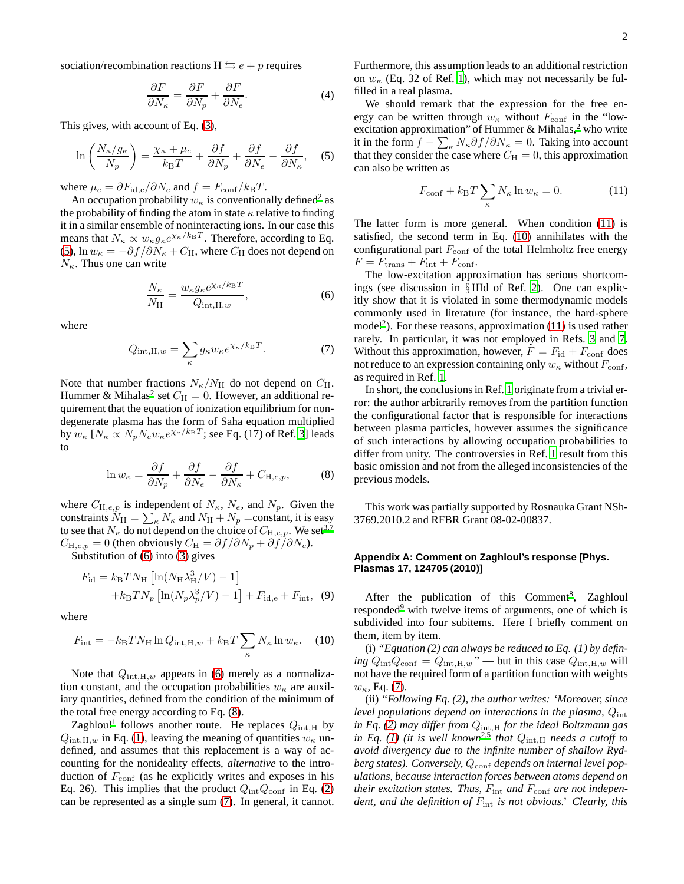sociation/recombination reactions H $\leftrightarrows e + p$ requires

$$\frac{\partial F}{\partial N_\kappa} = \frac{\partial F}{\partial N_p} + \frac{\partial F}{\partial N_e}. \tag{4}$$

This gives, with account of Eq. (3),

$$\ln\left(\frac{N_\kappa/g_\kappa}{N_p}\right) = \frac{\chi_\kappa + \mu_e}{k_\mathrm{B}T} + \frac{\partial f}{\partial N_p} + \frac{\partial f}{\partial N_e} - \frac{\partial f}{\partial N_\kappa}, \tag{5}$$

where $\mu_e = \partial F_{\mathrm{id,e}}/\partial N_e$ and $f = F_\mathrm{conf}/k_\mathrm{B}T$.

An occupation probability $w_\kappa$ is conventionally defined[2] as the probability of finding the atom in state $\kappa$ relative to finding it in a similar ensemble of noninteracting ions. In our case this means that $N_\kappa \propto w_\kappa g_\kappa e^{\chi_\kappa/k_\mathrm{B}T}$. Therefore, according to Eq. (5), $\ln w_\kappa = -\partial f/\partial N_\kappa + C_\mathrm{H}$, where $C_\mathrm{H}$ does not depend on $N_\kappa$. Thus one can write

$$\frac{N_\kappa}{N_\mathrm{H}} = \frac{w_\kappa g_\kappa e^{\chi_\kappa/k_\mathrm{B}T}}{Q_{\mathrm{int,H},w}}, \tag{6}$$

where

$$Q_{\mathrm{int,H},w} = \sum_\kappa g_\kappa w_\kappa e^{\chi_\kappa/k_\mathrm{B}T}. \tag{7}$$

Note that number fractions $N_\kappa/N_\mathrm{H}$ do not depend on $C_\mathrm{H}$. Hummer & Mihalas[2] set $C_\mathrm{H} = 0$. However, an additional requirement that the equation of ionization equilibrium for nondegenerate plasma has the form of Saha equation multiplied by $w_\kappa$ [$N_\kappa \propto N_p N_e w_\kappa e^{\chi_\kappa/k_\mathrm{B}T}$; see Eq. (17) of Ref. 3] leads to

$$\ln w_\kappa = \frac{\partial f}{\partial N_p} + \frac{\partial f}{\partial N_e} - \frac{\partial f}{\partial N_\kappa} + C_{\mathrm{H},e,p}, \tag{8}$$

where $C_{\mathrm{H},e,p}$ is independent of $N_\kappa$, $N_e$, and $N_p$. Given the constraints $N_\mathrm{H} = \sum_\kappa N_\kappa$ and $N_\mathrm{H} + N_p =$constant, it is easy to see that $N_\kappa$ do not depend on the choice of $C_{\mathrm{H},e,p}$. We set[3,7] $C_{\mathrm{H},e,p} = 0$ (then obviously $C_\mathrm{H} = \partial f/\partial N_p + \partial f/\partial N_e$).

Substitution of (6) into (3) gives

$$F_\mathrm{id} = k_\mathrm{B}TN_\mathrm{H}\left[\ln(N_\mathrm{H}\lambda_\mathrm{H}^3/V) - 1\right] + k_\mathrm{B}TN_p\left[\ln(N_p\lambda_p^3/V) - 1\right] + F_\mathrm{id,e} + F_\mathrm{int}, \tag{9}$$

where

$$F_\mathrm{int} = -k_\mathrm{B}TN_\mathrm{H}\ln Q_{\mathrm{int,H},w} + k_\mathrm{B}T\sum_\kappa N_\kappa \ln w_\kappa. \tag{10}$$

Note that $Q_{\mathrm{int,H},w}$ appears in (6) merely as a normalization constant, and the occupation probabilities $w_\kappa$ are auxiliary quantities, defined from the condition of the minimum of the total free energy according to Eq. (8).

Zaghloul[1] follows another route. He replaces $Q_\mathrm{int,H}$ by $Q_{\mathrm{int,H},w}$ in Eq. (1), leaving the meaning of quantities $w_\kappa$ undefined, and assumes that this replacement is a way of accounting for the nonideality effects, *alternative* to the introduction of $F_\mathrm{conf}$ (as he explicitly writes and exposes in his Eq. 26). This implies that the product $Q_\mathrm{int}Q_\mathrm{conf}$ in Eq. (2) can be represented as a single sum (7). In general, it cannot. Furthermore, this assumption leads to an additional restriction on $w_\kappa$ (Eq. 32 of Ref. 1), which may not necessarily be fulfilled in a real plasma.

We should remark that the expression for the free energy can be written through $w_\kappa$ without $F_\mathrm{conf}$ in the "low-excitation approximation" of Hummer & Mihalas,[2] who write it in the form $f - \sum_\kappa N_\kappa \partial f/\partial N_\kappa = 0$. Taking into account that they consider the case where $C_\mathrm{H} = 0$, this approximation can also be written as

$$F_\mathrm{conf} + k_\mathrm{B}T\sum_\kappa N_\kappa \ln w_\kappa = 0. \tag{11}$$

The latter form is more general. When condition (11) is satisfied, the second term in Eq. (10) annihilates with the configurational part $F_\mathrm{conf}$ of the total Helmholtz free energy $F = F_\mathrm{trans} + F_\mathrm{int} + F_\mathrm{conf}$.

The low-excitation approximation has serious shortcomings (see discussion in §IIId of Ref. 2). One can explicitly show that it is violated in some thermodynamic models commonly used in literature (for instance, the hard-sphere model[2]). For these reasons, approximation (11) is used rather rarely. In particular, it was not employed in Refs. 3 and 7. Without this approximation, however, $F = F_\mathrm{id} + F_\mathrm{conf}$ does not reduce to an expression containing only $w_\kappa$ without $F_\mathrm{conf}$, as required in Ref. 1.

In short, the conclusions in Ref. 1 originate from a trivial error: the author arbitrarily removes from the partition function the configurational factor that is responsible for interactions between plasma particles, however assumes the significance of such interactions by allowing occupation probabilities to differ from unity. The controversies in Ref. 1 result from this basic omission and not from the alleged inconsistencies of the previous models.

This work was partially supported by Rosnauka Grant NSh-3769.2010.2 and RFBR Grant 08-02-00837.

### Appendix A: Comment on Zaghloul's response [Phys. Plasmas 17, 124705 (2010)]

After the publication of this Comment[8], Zaghloul responded[9] with twelve items of arguments, one of which is subdivided into four subitems. Here I briefly comment on them, item by item.

(i) "*Equation (2) can always be reduced to Eq. (1) by defining $Q_\mathrm{int}Q_\mathrm{conf} = Q_{\mathrm{int,H},w}$*" — but in this case $Q_{\mathrm{int,H},w}$ will not have the required form of a partition function with weights $w_\kappa$, Eq. (7).

(ii) "*Following Eq. (2), the author writes: 'Moreover, since level populations depend on interactions in the plasma, $Q_\mathrm{int}$ in Eq. (2) may differ from $Q_\mathrm{int,H}$ for the ideal Boltzmann gas in Eq. (1) (it is well known[2,5] that $Q_\mathrm{int,H}$ needs a cutoff to avoid divergency due to the infinite number of shallow Rydberg states). Conversely, $Q_\mathrm{conf}$ depends on internal level populations, because interaction forces between atoms depend on their excitation states. Thus, $F_\mathrm{int}$ and $F_\mathrm{conf}$ are not independent, and the definition of $F_\mathrm{int}$ is not obvious.' Clearly, this*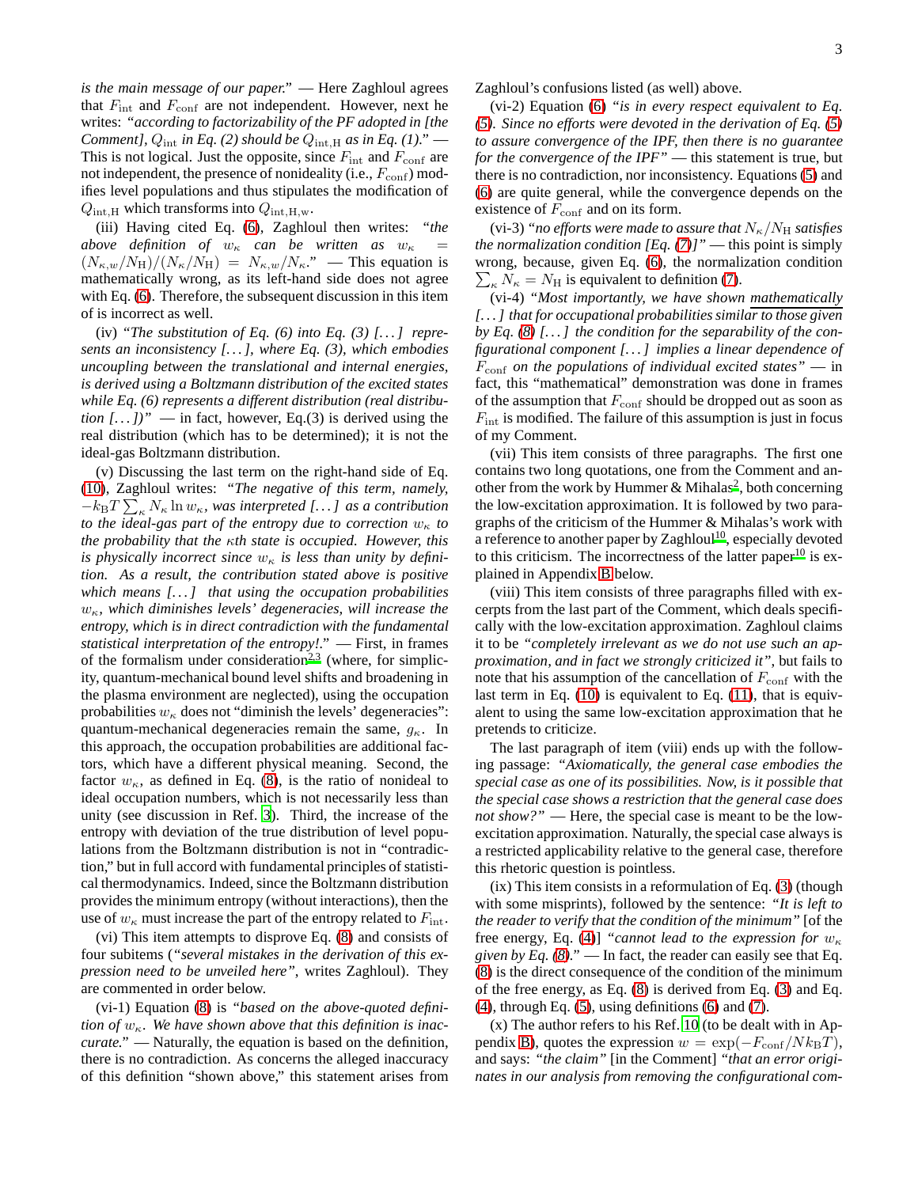*is the main message of our paper.*" — Here Zaghloul agrees that $F_{\rm int}$ and $F_{\rm conf}$ are not independent. However, next he writes: *"according to factorizability of the PF adopted in [the Comment], $Q_{\rm int}$ in Eq. (2) should be $Q_{\rm int,H}$ as in Eq. (1)."* — This is not logical. Just the opposite, since $F_{\rm int}$ and $F_{\rm conf}$ are not independent, the presence of nonideality (i.e., $F_{\rm conf}$) modifies level populations and thus stipulates the modification of $Q_{\rm int,H}$ which transforms into $Q_{\rm int,H,w}$.

(iii) Having cited Eq. (6), Zaghloul then writes: *"the above definition of $w_\kappa$ can be written as $w_\kappa = (N_{\kappa,w}/N_{\rm H})/(N_\kappa/N_{\rm H}) = N_{\kappa,w}/N_\kappa$."* — This equation is mathematically wrong, as its left-hand side does not agree with Eq. (6). Therefore, the subsequent discussion in this item of is incorrect as well.

(iv) *"The substitution of Eq. (6) into Eq. (3) [...] represents an inconsistency [...], where Eq. (3), which embodies uncoupling between the translational and internal energies, is derived using a Boltzmann distribution of the excited states while Eq. (6) represents a different distribution (real distribution [...])"* — in fact, however, Eq.(3) is derived using the real distribution (which has to be determined); it is not the ideal-gas Boltzmann distribution.

(v) Discussing the last term on the right-hand side of Eq. (10), Zaghloul writes: *"The negative of this term, namely, $-k_{\rm B}T\sum_\kappa N_\kappa \ln w_\kappa$, was interpreted [...] as a contribution to the ideal-gas part of the entropy due to correction $w_\kappa$ to the probability that the $\kappa$th state is occupied. However, this is physically incorrect since $w_\kappa$ is less than unity by definition. As a result, the contribution stated above is positive which means [...] that using the occupation probabilities $w_\kappa$, which diminishes levels' degeneracies, will increase the entropy, which is in direct contradiction with the fundamental statistical interpretation of the entropy!."* — First, in frames of the formalism under consideration[2,3] (where, for simplicity, quantum-mechanical bound level shifts and broadening in the plasma environment are neglected), using the occupation probabilities $w_\kappa$ does not "diminish the levels' degeneracies": quantum-mechanical degeneracies remain the same, $g_\kappa$. In this approach, the occupation probabilities are additional factors, which have a different physical meaning. Second, the factor $w_\kappa$, as defined in Eq. (8), is the ratio of nonideal to ideal occupation numbers, which is not necessarily less than unity (see discussion in Ref. 3). Third, the increase of the entropy with deviation of the true distribution of level populations from the Boltzmann distribution is not in "contradiction," but in full accord with fundamental principles of statistical thermodynamics. Indeed, since the Boltzmann distribution provides the minimum entropy (without interactions), then the use of $w_\kappa$ must increase the part of the entropy related to $F_{\rm int}$.

(vi) This item attempts to disprove Eq. (8) and consists of four subitems (*"several mistakes in the derivation of this expression need to be unveiled here"*, writes Zaghloul). They are commented in order below.

(vi-1) Equation (8) is *"based on the above-quoted definition of $w_\kappa$. We have shown above that this definition is inaccurate."* — Naturally, the equation is based on the definition, there is no contradiction. As concerns the alleged inaccuracy of this definition "shown above," this statement arises from Zaghloul's confusions listed (as well) above.

(vi-2) Equation (6) *"is in every respect equivalent to Eq. (5). Since no efforts were devoted in the derivation of Eq. (5) to assure convergence of the IPF, then there is no guarantee for the convergence of the IPF"* — this statement is true, but there is no contradiction, nor inconsistency. Equations (5) and (6) are quite general, while the convergence depends on the existence of $F_{\rm conf}$ and on its form.

(vi-3) *"no efforts were made to assure that $N_\kappa/N_{\rm H}$ satisfies the normalization condition [Eq. (7)]"* — this point is simply wrong, because, given Eq. (6), the normalization condition $\sum_\kappa N_\kappa = N_{\rm H}$ is equivalent to definition (7).

(vi-4) *"Most importantly, we have shown <u>mathematically</u> [...] that for occupational probabilities similar to those given by Eq. (8) [...] the condition for the separability of the configurational component [...] implies a linear dependence of $F_{\rm conf}$ on the populations of individual excited states"* — in fact, this "mathematical" demonstration was done in frames of the assumption that $F_{\rm conf}$ should be dropped out as soon as $F_{\rm int}$ is modified. The failure of this assumption is just in focus of my Comment.

(vii) This item consists of three paragraphs. The first one contains two long quotations, one from the Comment and another from the work by Hummer & Mihalas[2], both concerning the low-excitation approximation. It is followed by two paragraphs of the criticism of the Hummer & Mihalas's work with a reference to another paper by Zaghloul[10], especially devoted to this criticism. The incorrectness of the latter paper[10] is explained in Appendix B below.

(viii) This item consists of three paragraphs filled with excerpts from the last part of the Comment, which deals specifically with the low-excitation approximation. Zaghloul claims it to be *"completely irrelevant as we do not use such an approximation, and in fact we strongly criticized it"*, but fails to note that his assumption of the cancellation of $F_{\rm conf}$ with the last term in Eq. (10) is equivalent to Eq. (11), that is equivalent to using the same low-excitation approximation that he pretends to criticize.

The last paragraph of item (viii) ends up with the following passage: *"Axiomatically, the general case embodies the special case as one of its possibilities. Now, is it possible that the special case shows a restriction that the general case does not show?"* — Here, the special case is meant to be the low-excitation approximation. Naturally, the special case always is a restricted applicability relative to the general case, therefore this rhetoric question is pointless.

(ix) This item consists in a reformulation of Eq. (3) (though with some misprints), followed by the sentence: *"It is left to the reader to verify that the condition of the minimum"* [of the free energy, Eq. (4)] *"cannot lead to the expression for $w_\kappa$ given by Eq. (8)."* — In fact, the reader can easily see that Eq. (8) is the direct consequence of the condition of the minimum of the free energy, as Eq. (8) is derived from Eq. (3) and Eq. (4), through Eq. (5), using definitions (6) and (7).

(x) The author refers to his Ref. 10 (to be dealt with in Appendix B), quotes the expression $w = \exp(-F_{\rm conf}/Nk_{\rm B}T)$, and says: *"the claim"* [in the Comment] *"that an error originates in our analysis from removing the configurational com-*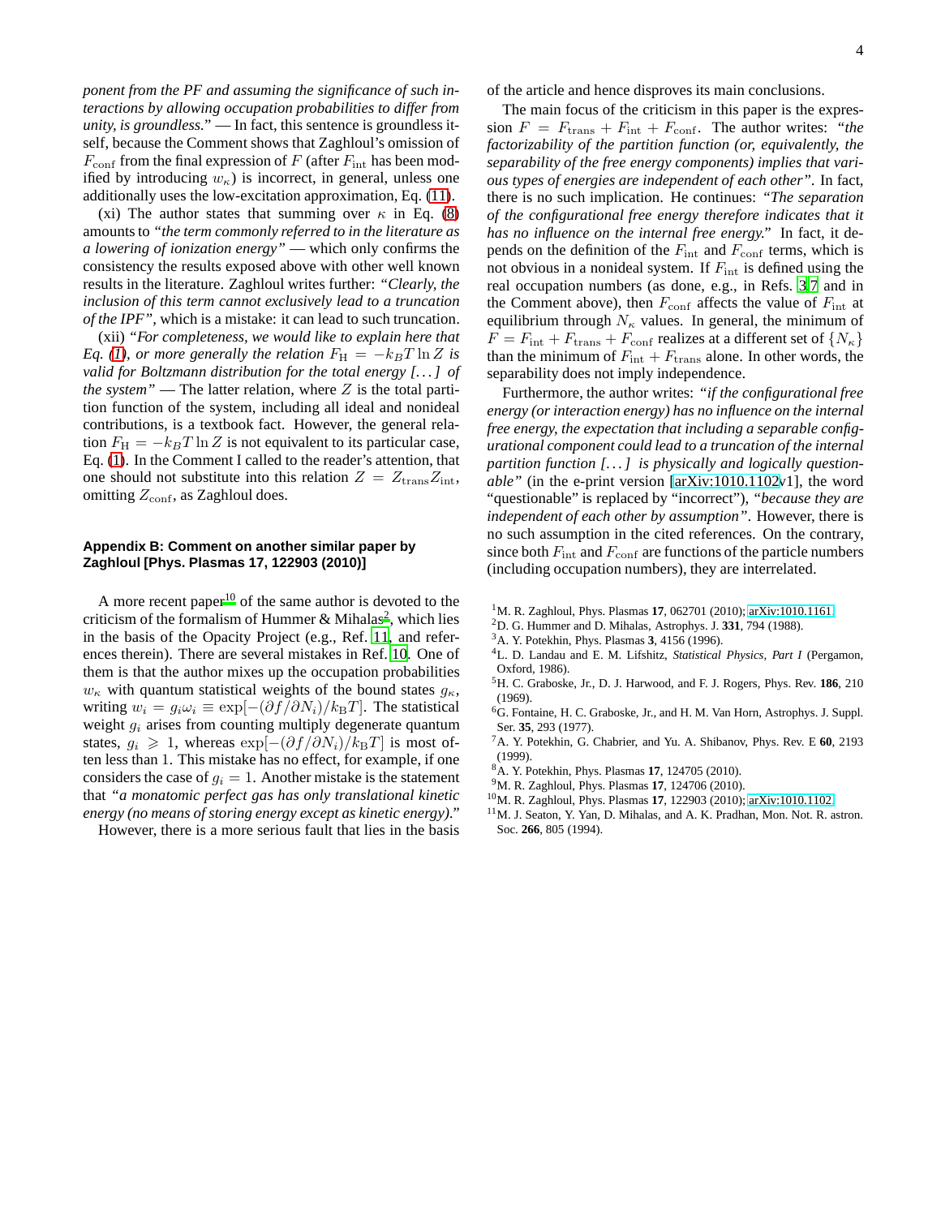*ponent from the PF and assuming the significance of such interactions by allowing occupation probabilities to differ from unity, is groundless.*" — In fact, this sentence is groundless itself, because the Comment shows that Zaghloul's omission of $F_{\rm conf}$ from the final expression of $F$ (after $F_{\rm int}$ has been modified by introducing $w_\kappa$) is incorrect, in general, unless one additionally uses the low-excitation approximation, Eq. (11).

(xi) The author states that summing over $\kappa$ in Eq. (8) amounts to *"the term commonly referred to in the literature as a lowering of ionization energy"* — which only confirms the consistency the results exposed above with other well known results in the literature. Zaghloul writes further: *"Clearly, the inclusion of this term cannot exclusively lead to a truncation of the IPF"*, which is a mistake: it can lead to such truncation.

(xii) *"For completeness, we would like to explain here that Eq. (1), or more generally the relation $F_{\rm H} = -k_B T \ln Z$ is valid for Boltzmann distribution for the total energy [. . . ] of the system"* — The latter relation, where $Z$ is the total partition function of the system, including all ideal and nonideal contributions, is a textbook fact. However, the general relation $F_{\rm H} = -k_B T \ln Z$ is not equivalent to its particular case, Eq. (1). In the Comment I called to the reader's attention, that one should not substitute into this relation $Z = Z_{\rm trans} Z_{\rm int}$, omitting $Z_{\rm conf}$, as Zaghloul does.

#### Appendix B: Comment on another similar paper by Zaghloul [Phys. Plasmas 17, 122903 (2010)]

A more recent paper[10] of the same author is devoted to the criticism of the formalism of Hummer & Mihalas[2], which lies in the basis of the Opacity Project (e.g., Ref. 11, and references therein). There are several mistakes in Ref. 10. One of them is that the author mixes up the occupation probabilities $w_\kappa$ with quantum statistical weights of the bound states $g_\kappa$, writing $w_i = g_i \omega_i \equiv \exp[-(\partial f/\partial N_i)/k_{\rm B}T]$. The statistical weight $g_i$ arises from counting multiply degenerate quantum states, $g_i \geqslant 1$, whereas $\exp[-(\partial f/\partial N_i)/k_{\rm B}T]$ is most often less than 1. This mistake has no effect, for example, if one considers the case of $g_i = 1$. Another mistake is the statement that *"a monatomic perfect gas has only translational kinetic energy (no means of storing energy except as kinetic energy)."*

However, there is a more serious fault that lies in the basis of the article and hence disproves its main conclusions.

The main focus of the criticism in this paper is the expression $F = F_{\rm trans} + F_{\rm int} + F_{\rm conf}$. The author writes: *"the factorizability of the partition function (or, equivalently, the separability of the free energy components) implies that various types of energies are independent of each other"*. In fact, there is no such implication. He continues: *"The separation of the configurational free energy therefore indicates that it has no influence on the internal free energy."* In fact, it depends on the definition of the $F_{\rm int}$ and $F_{\rm conf}$ terms, which is not obvious in a nonideal system. If $F_{\rm int}$ is defined using the real occupation numbers (as done, e.g., in Refs. 3,7 and in the Comment above), then $F_{\rm conf}$ affects the value of $F_{\rm int}$ at equilibrium through $N_\kappa$ values. In general, the minimum of $F = F_{\rm int} + F_{\rm trans} + F_{\rm conf}$ realizes at a different set of $\{N_\kappa\}$ than the minimum of $F_{\rm int} + F_{\rm trans}$ alone. In other words, the separability does not imply independence.

Furthermore, the author writes: *"if the configurational free energy (or interaction energy) has no influence on the internal free energy, the expectation that including a separable configurational component could lead to a truncation of the internal partition function [. . . ] is physically and logically questionable"* (in the e-print version [arXiv:1010.1102v1], the word "questionable" is replaced by "incorrect"), *"because they are independent of each other by assumption"*. However, there is no such assumption in the cited references. On the contrary, since both $F_{\rm int}$ and $F_{\rm conf}$ are functions of the particle numbers (including occupation numbers), they are interrelated.

[1] M. R. Zaghloul, Phys. Plasmas **17**, 062701 (2010); arXiv:1010.1161.
[2] D. G. Hummer and D. Mihalas, Astrophys. J. **331**, 794 (1988).
[3] A. Y. Potekhin, Phys. Plasmas **3**, 4156 (1996).
[4] L. D. Landau and E. M. Lifshitz, *Statistical Physics, Part I* (Pergamon, Oxford, 1986).
[5] H. C. Graboske, Jr., D. J. Harwood, and F. J. Rogers, Phys. Rev. **186**, 210 (1969).
[6] G. Fontaine, H. C. Graboske, Jr., and H. M. Van Horn, Astrophys. J. Suppl. Ser. **35**, 293 (1977).
[7] A. Y. Potekhin, G. Chabrier, and Yu. A. Shibanov, Phys. Rev. E **60**, 2193 (1999).
[8] A. Y. Potekhin, Phys. Plasmas **17**, 124705 (2010).
[9] M. R. Zaghloul, Phys. Plasmas **17**, 124706 (2010).
[10] M. R. Zaghloul, Phys. Plasmas **17**, 122903 (2010); arXiv:1010.1102.
[11] M. J. Seaton, Y. Yan, D. Mihalas, and A. K. Pradhan, Mon. Not. R. astron. Soc. **266**, 805 (1994).